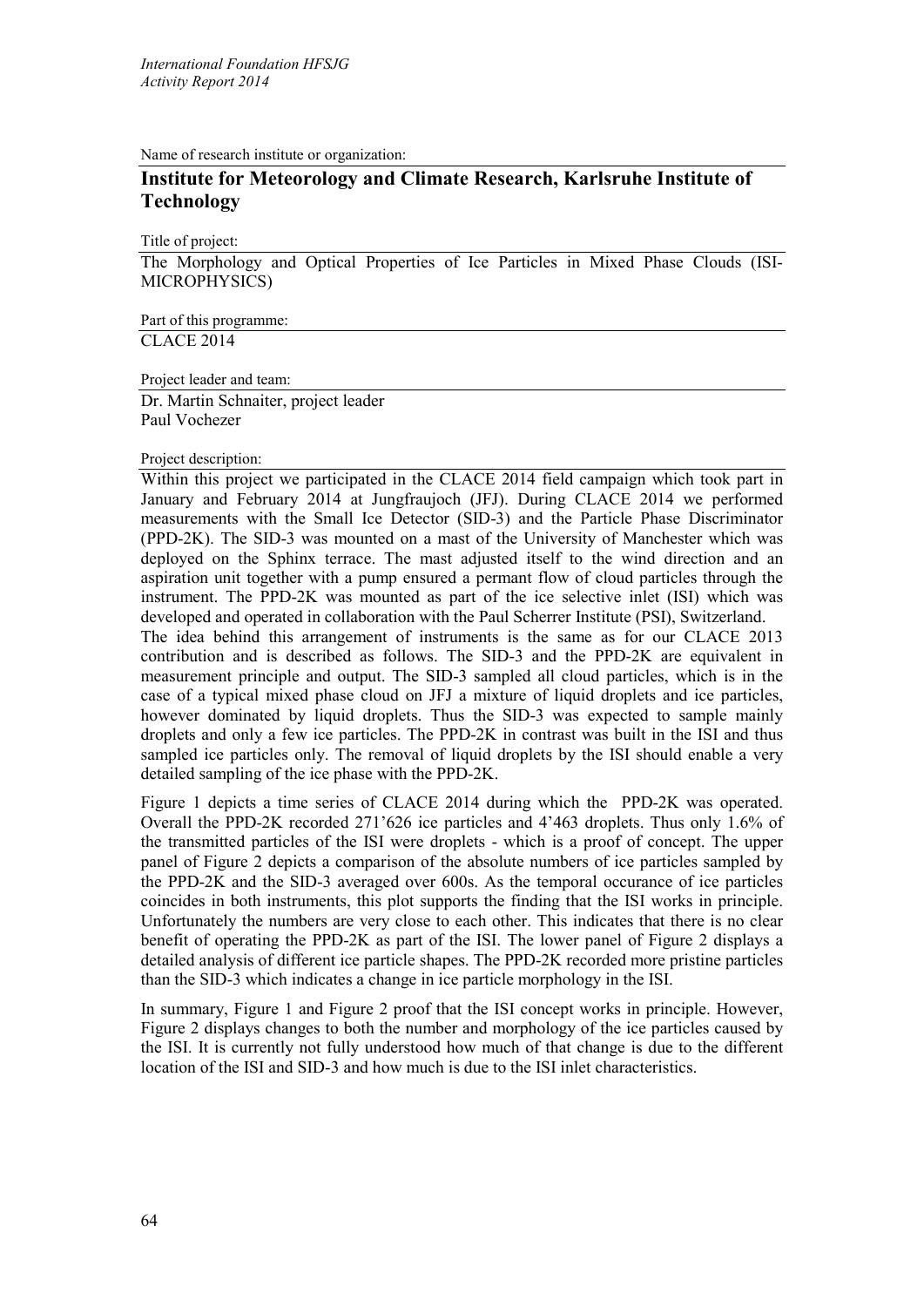Name of research institute or organization:

## Institute for Meteorology and Climate Research, Karlsruhe Institute of Technology

Title of project:

The Morphology and Optical Properties of Ice Particles in Mixed Phase Clouds (ISI-MICROPHYSICS)

Part of this programme:

CLACE 2014

Project leader and team:

Dr. Martin Schnaiter, project leader
Paul Vochezer

Project description:

Within this project we participated in the CLACE 2014 field campaign which took part in January and February 2014 at Jungfraujoch (JFJ). During CLACE 2014 we performed measurements with the Small Ice Detector (SID-3) and the Particle Phase Discriminator (PPD-2K). The SID-3 was mounted on a mast of the University of Manchester which was deployed on the Sphinx terrace. The mast adjusted itself to the wind direction and an aspiration unit together with a pump ensured a permant flow of cloud particles through the instrument. The PPD-2K was mounted as part of the ice selective inlet (ISI) which was developed and operated in collaboration with the Paul Scherrer Institute (PSI), Switzerland.

The idea behind this arrangement of instruments is the same as for our CLACE 2013 contribution and is described as follows. The SID-3 and the PPD-2K are equivalent in measurement principle and output. The SID-3 sampled all cloud particles, which is in the case of a typical mixed phase cloud on JFJ a mixture of liquid droplets and ice particles, however dominated by liquid droplets. Thus the SID-3 was expected to sample mainly droplets and only a few ice particles. The PPD-2K in contrast was built in the ISI and thus sampled ice particles only. The removal of liquid droplets by the ISI should enable a very detailed sampling of the ice phase with the PPD-2K.

Figure 1 depicts a time series of CLACE 2014 during which the PPD-2K was operated. Overall the PPD-2K recorded 271'626 ice particles and 4'463 droplets. Thus only 1.6% of the transmitted particles of the ISI were droplets - which is a proof of concept. The upper panel of Figure 2 depicts a comparison of the absolute numbers of ice particles sampled by the PPD-2K and the SID-3 averaged over 600s. As the temporal occurance of ice particles coincides in both instruments, this plot supports the finding that the ISI works in principle. Unfortunately the numbers are very close to each other. This indicates that there is no clear benefit of operating the PPD-2K as part of the ISI. The lower panel of Figure 2 displays a detailed analysis of different ice particle shapes. The PPD-2K recorded more pristine particles than the SID-3 which indicates a change in ice particle morphology in the ISI.

In summary, Figure 1 and Figure 2 proof that the ISI concept works in principle. However, Figure 2 displays changes to both the number and morphology of the ice particles caused by the ISI. It is currently not fully understood how much of that change is due to the different location of the ISI and SID-3 and how much is due to the ISI inlet characteristics.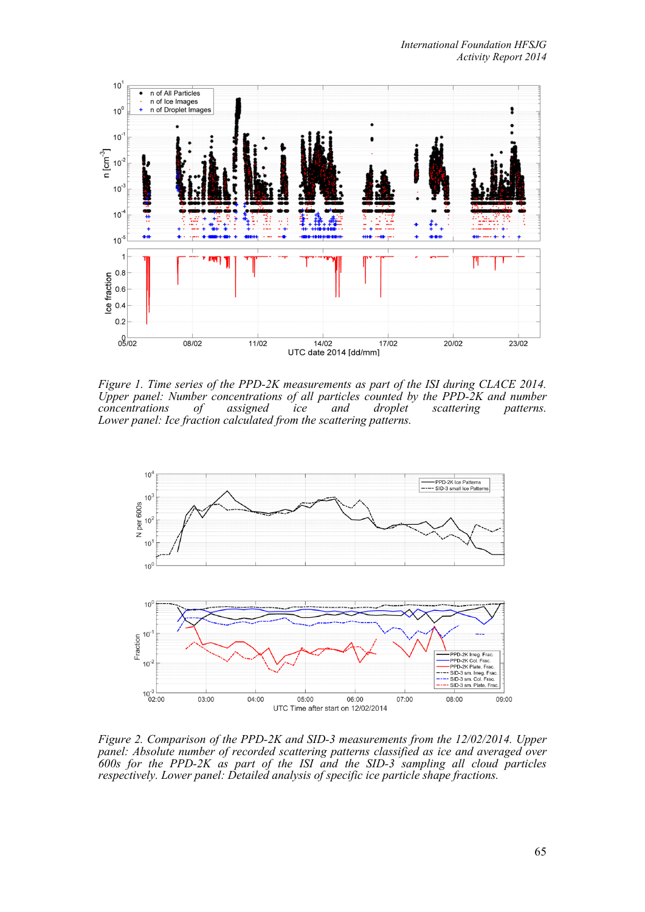*Figure 1. Time series of the PPD-2K measurements as part of the ISI during CLACE 2014. Upper panel: Number concentrations of all particles counted by the PPD-2K and number concentrations of assigned ice and droplet scattering patterns. Lower panel: Ice fraction calculated from the scattering patterns.*

*Figure 2. Comparison of the PPD-2K and SID-3 measurements from the 12/02/2014. Upper panel: Absolute number of recorded scattering patterns classified as ice and averaged over 600s for the PPD-2K as part of the ISI and the SID-3 sampling all cloud particles respectively. Lower panel: Detailed analysis of specific ice particle shape fractions.*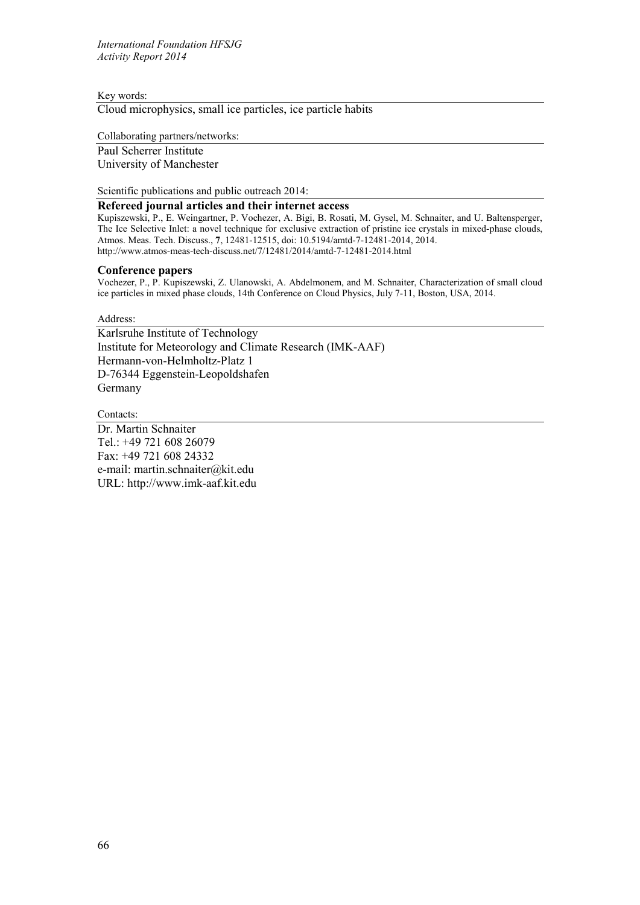Key words:

Cloud microphysics, small ice particles, ice particle habits

Collaborating partners/networks:

Paul Scherrer Institute
University of Manchester

Scientific publications and public outreach 2014:

**Refereed journal articles and their internet access**

Kupiszewski, P., E. Weingartner, P. Vochezer, A. Bigi, B. Rosati, M. Gysel, M. Schnaiter, and U. Baltensperger, The Ice Selective Inlet: a novel technique for exclusive extraction of pristine ice crystals in mixed-phase clouds, Atmos. Meas. Tech. Discuss., **7**, 12481-12515, doi: 10.5194/amtd-7-12481-2014, 2014.
http://www.atmos-meas-tech-discuss.net/7/12481/2014/amtd-7-12481-2014.html

**Conference papers**

Vochezer, P., P. Kupiszewski, Z. Ulanowski, A. Abdelmonem, and M. Schnaiter, Characterization of small cloud ice particles in mixed phase clouds, 14th Conference on Cloud Physics, July 7-11, Boston, USA, 2014.

Address:

Karlsruhe Institute of Technology
Institute for Meteorology and Climate Research (IMK-AAF)
Hermann-von-Helmholtz-Platz 1
D-76344 Eggenstein-Leopoldshafen
Germany

Contacts:

Dr. Martin Schnaiter
Tel.: +49 721 608 26079
Fax: +49 721 608 24332
e-mail: martin.schnaiter@kit.edu
URL: http://www.imk-aaf.kit.edu